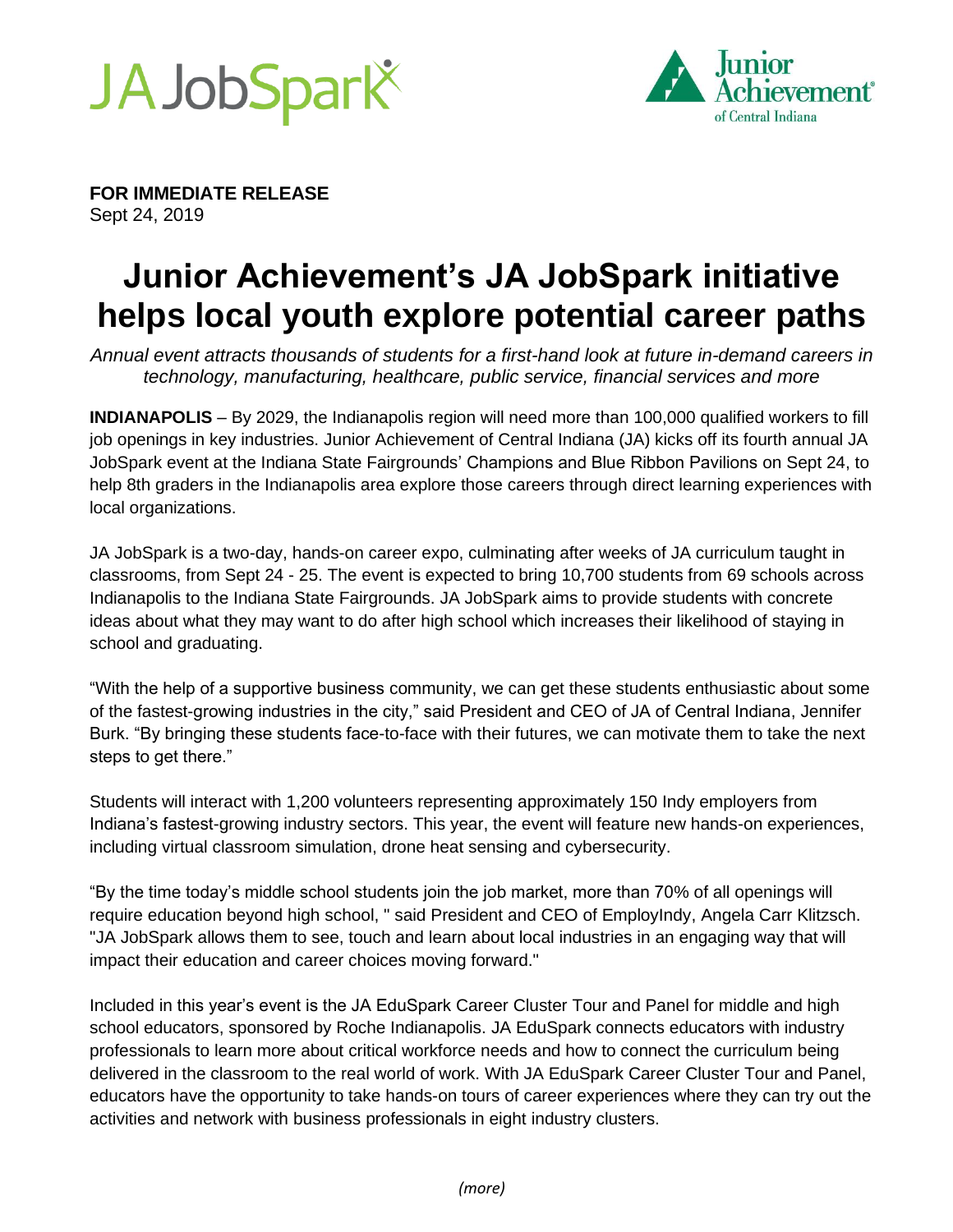JA JobSpark

Junior Achievement of Central Indiana

**FOR IMMEDIATE RELEASE**
Sept 24, 2019

# Junior Achievement's JA JobSpark initiative helps local youth explore potential career paths

*Annual event attracts thousands of students for a first-hand look at future in-demand careers in technology, manufacturing, healthcare, public service, financial services and more*

**INDIANAPOLIS** – By 2029, the Indianapolis region will need more than 100,000 qualified workers to fill job openings in key industries. Junior Achievement of Central Indiana (JA) kicks off its fourth annual JA JobSpark event at the Indiana State Fairgrounds' Champions and Blue Ribbon Pavilions on Sept 24, to help 8th graders in the Indianapolis area explore those careers through direct learning experiences with local organizations.

JA JobSpark is a two-day, hands-on career expo, culminating after weeks of JA curriculum taught in classrooms, from Sept 24 - 25. The event is expected to bring 10,700 students from 69 schools across Indianapolis to the Indiana State Fairgrounds. JA JobSpark aims to provide students with concrete ideas about what they may want to do after high school which increases their likelihood of staying in school and graduating.

"With the help of a supportive business community, we can get these students enthusiastic about some of the fastest-growing industries in the city," said President and CEO of JA of Central Indiana, Jennifer Burk. "By bringing these students face-to-face with their futures, we can motivate them to take the next steps to get there."

Students will interact with 1,200 volunteers representing approximately 150 Indy employers from Indiana's fastest-growing industry sectors. This year, the event will feature new hands-on experiences, including virtual classroom simulation, drone heat sensing and cybersecurity.

"By the time today's middle school students join the job market, more than 70% of all openings will require education beyond high school, " said President and CEO of EmployIndy, Angela Carr Klitzsch. "JA JobSpark allows them to see, touch and learn about local industries in an engaging way that will impact their education and career choices moving forward."

Included in this year's event is the JA EduSpark Career Cluster Tour and Panel for middle and high school educators, sponsored by Roche Indianapolis. JA EduSpark connects educators with industry professionals to learn more about critical workforce needs and how to connect the curriculum being delivered in the classroom to the real world of work. With JA EduSpark Career Cluster Tour and Panel, educators have the opportunity to take hands-on tours of career experiences where they can try out the activities and network with business professionals in eight industry clusters.

*(more)*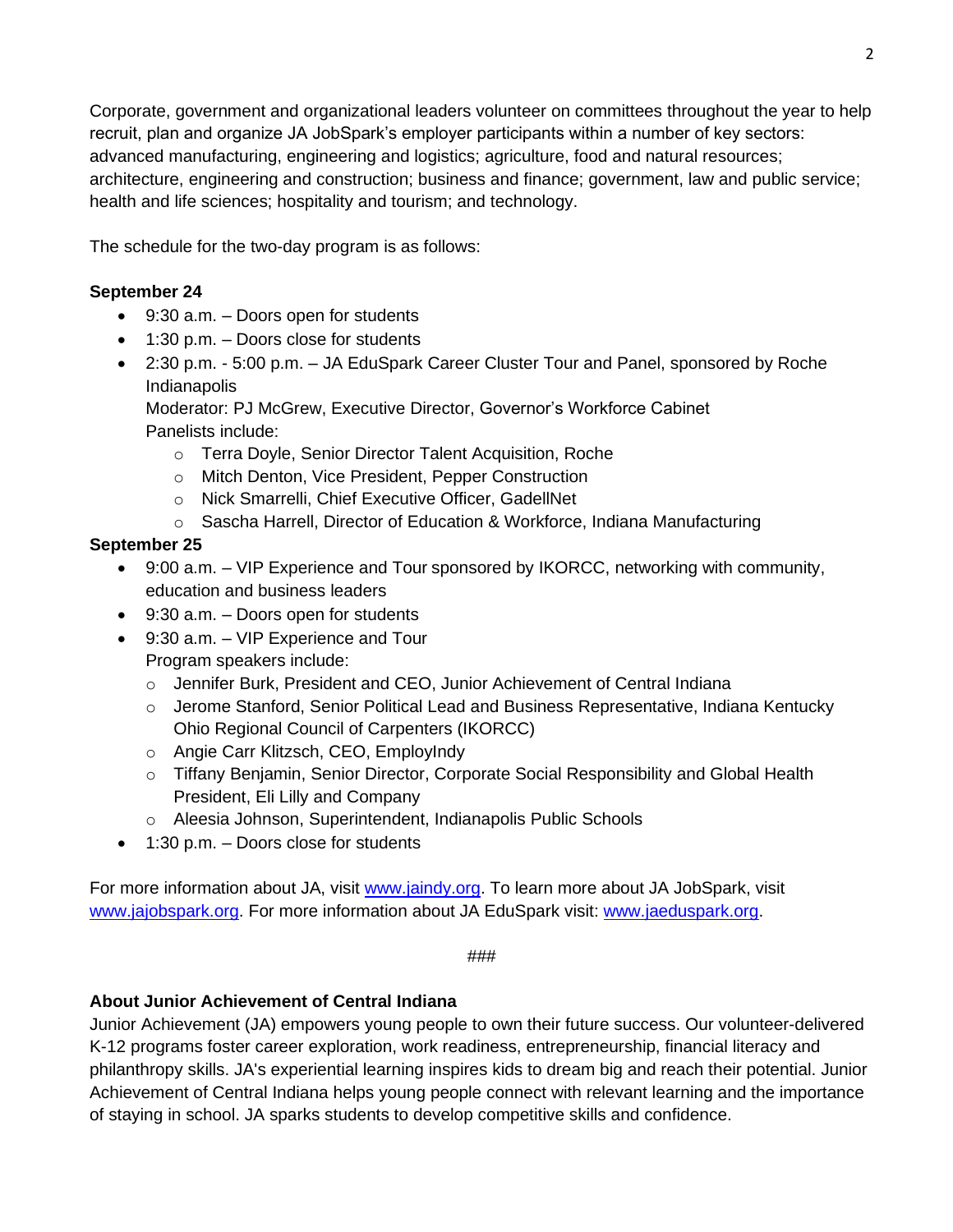Corporate, government and organizational leaders volunteer on committees throughout the year to help recruit, plan and organize JA JobSpark's employer participants within a number of key sectors: advanced manufacturing, engineering and logistics; agriculture, food and natural resources; architecture, engineering and construction; business and finance; government, law and public service; health and life sciences; hospitality and tourism; and technology.

The schedule for the two-day program is as follows:

**September 24**

- 9:30 a.m. – Doors open for students
- 1:30 p.m. – Doors close for students
- 2:30 p.m. - 5:00 p.m. – JA EduSpark Career Cluster Tour and Panel, sponsored by Roche Indianapolis
  Moderator: PJ McGrew, Executive Director, Governor's Workforce Cabinet
  Panelists include:
  - Terra Doyle, Senior Director Talent Acquisition, Roche
  - Mitch Denton, Vice President, Pepper Construction
  - Nick Smarrelli, Chief Executive Officer, GadellNet
  - Sascha Harrell, Director of Education & Workforce, Indiana Manufacturing

**September 25**

- 9:00 a.m. – VIP Experience and Tour sponsored by IKORCC, networking with community, education and business leaders
- 9:30 a.m. – Doors open for students
- 9:30 a.m. – VIP Experience and Tour
  Program speakers include:
  - Jennifer Burk, President and CEO, Junior Achievement of Central Indiana
  - Jerome Stanford, Senior Political Lead and Business Representative, Indiana Kentucky Ohio Regional Council of Carpenters (IKORCC)
  - Angie Carr Klitzsch, CEO, EmployIndy
  - Tiffany Benjamin, Senior Director, Corporate Social Responsibility and Global Health President, Eli Lilly and Company
  - Aleesia Johnson, Superintendent, Indianapolis Public Schools
- 1:30 p.m. – Doors close for students

For more information about JA, visit www.jaindy.org. To learn more about JA JobSpark, visit www.jajobspark.org. For more information about JA EduSpark visit: www.jaeduspark.org.

###

**About Junior Achievement of Central Indiana**

Junior Achievement (JA) empowers young people to own their future success. Our volunteer-delivered K-12 programs foster career exploration, work readiness, entrepreneurship, financial literacy and philanthropy skills. JA's experiential learning inspires kids to dream big and reach their potential. Junior Achievement of Central Indiana helps young people connect with relevant learning and the importance of staying in school. JA sparks students to develop competitive skills and confidence.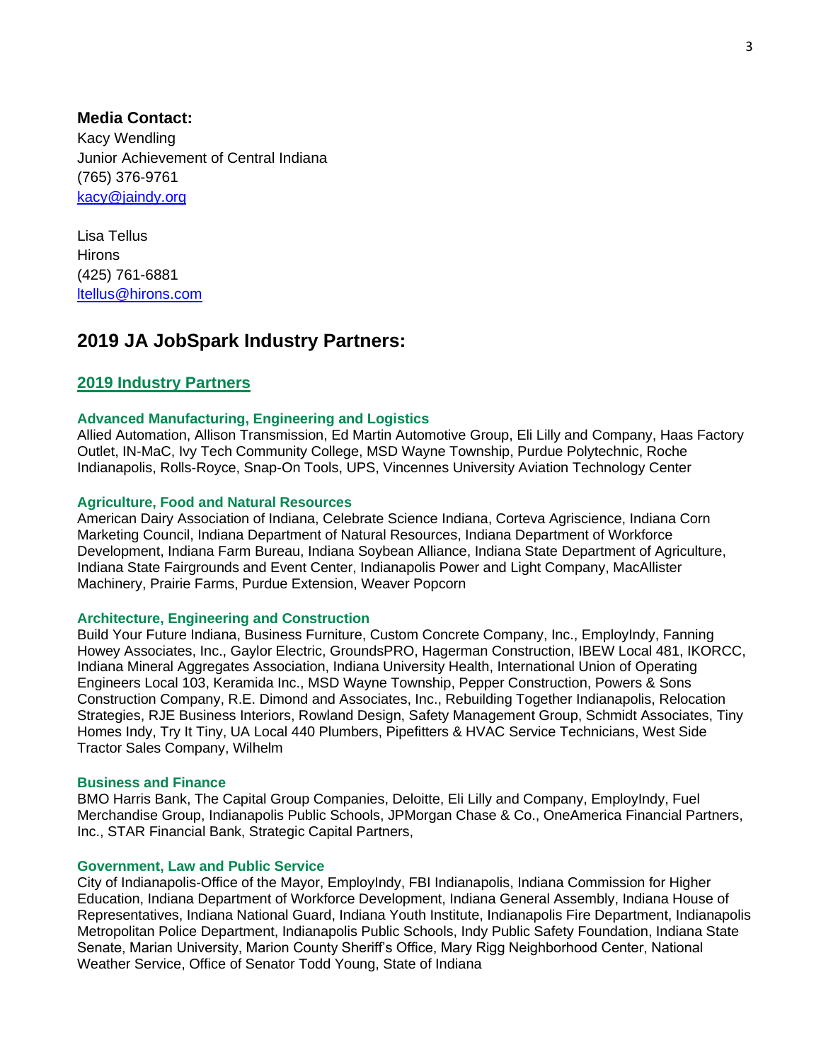**Media Contact:**
Kacy Wendling
Junior Achievement of Central Indiana
(765) 376-9761
[kacy@jaindy.org](mailto:kacy@jaindy.org)

Lisa Tellus
Hirons
(425) 761-6881
[ltellus@hirons.com](mailto:ltellus@hirons.com)

## 2019 JA JobSpark Industry Partners:

### 2019 Industry Partners

#### Advanced Manufacturing, Engineering and Logistics

Allied Automation, Allison Transmission, Ed Martin Automotive Group, Eli Lilly and Company, Haas Factory Outlet, IN-MaC, Ivy Tech Community College, MSD Wayne Township, Purdue Polytechnic, Roche Indianapolis, Rolls-Royce, Snap-On Tools, UPS, Vincennes University Aviation Technology Center

#### Agriculture, Food and Natural Resources

American Dairy Association of Indiana, Celebrate Science Indiana, Corteva Agriscience, Indiana Corn Marketing Council, Indiana Department of Natural Resources, Indiana Department of Workforce Development, Indiana Farm Bureau, Indiana Soybean Alliance, Indiana State Department of Agriculture, Indiana State Fairgrounds and Event Center, Indianapolis Power and Light Company, MacAllister Machinery, Prairie Farms, Purdue Extension, Weaver Popcorn

#### Architecture, Engineering and Construction

Build Your Future Indiana, Business Furniture, Custom Concrete Company, Inc., EmployIndy, Fanning Howey Associates, Inc., Gaylor Electric, GroundsPRO, Hagerman Construction, IBEW Local 481, IKORCC, Indiana Mineral Aggregates Association, Indiana University Health, International Union of Operating Engineers Local 103, Keramida Inc., MSD Wayne Township, Pepper Construction, Powers & Sons Construction Company, R.E. Dimond and Associates, Inc., Rebuilding Together Indianapolis, Relocation Strategies, RJE Business Interiors, Rowland Design, Safety Management Group, Schmidt Associates, Tiny Homes Indy, Try It Tiny, UA Local 440 Plumbers, Pipefitters & HVAC Service Technicians, West Side Tractor Sales Company, Wilhelm

#### Business and Finance

BMO Harris Bank, The Capital Group Companies, Deloitte, Eli Lilly and Company, EmployIndy, Fuel Merchandise Group, Indianapolis Public Schools, JPMorgan Chase & Co., OneAmerica Financial Partners, Inc., STAR Financial Bank, Strategic Capital Partners,

#### Government, Law and Public Service

City of Indianapolis-Office of the Mayor, EmployIndy, FBI Indianapolis, Indiana Commission for Higher Education, Indiana Department of Workforce Development, Indiana General Assembly, Indiana House of Representatives, Indiana National Guard, Indiana Youth Institute, Indianapolis Fire Department, Indianapolis Metropolitan Police Department, Indianapolis Public Schools, Indy Public Safety Foundation, Indiana State Senate, Marian University, Marion County Sheriff's Office, Mary Rigg Neighborhood Center, National Weather Service, Office of Senator Todd Young, State of Indiana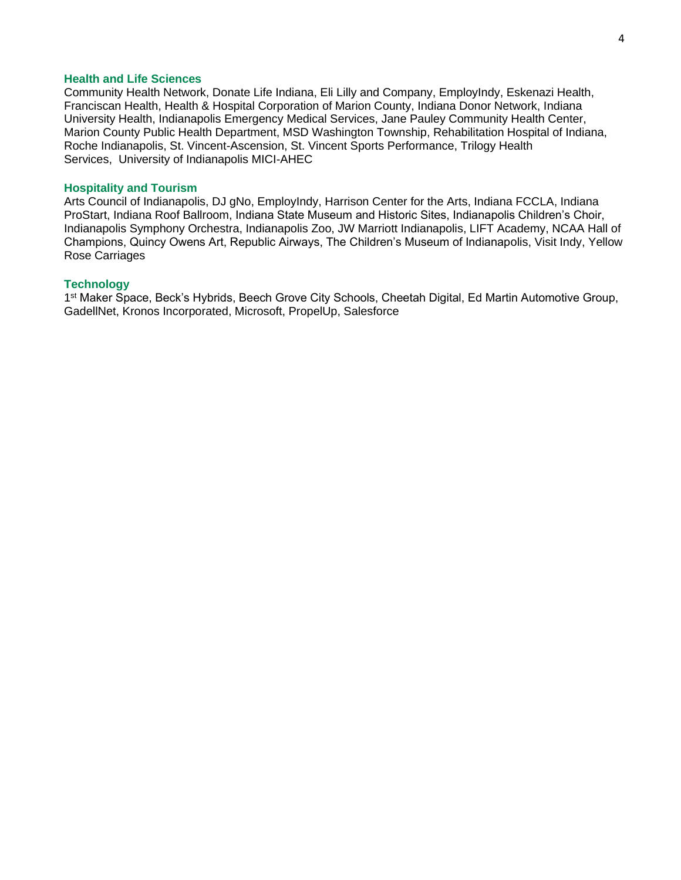### Health and Life Sciences

Community Health Network, Donate Life Indiana, Eli Lilly and Company, EmployIndy, Eskenazi Health, Franciscan Health, Health & Hospital Corporation of Marion County, Indiana Donor Network, Indiana University Health, Indianapolis Emergency Medical Services, Jane Pauley Community Health Center, Marion County Public Health Department, MSD Washington Township, Rehabilitation Hospital of Indiana, Roche Indianapolis, St. Vincent-Ascension, St. Vincent Sports Performance, Trilogy Health Services, University of Indianapolis MICI-AHEC

### Hospitality and Tourism

Arts Council of Indianapolis, DJ gNo, EmployIndy, Harrison Center for the Arts, Indiana FCCLA, Indiana ProStart, Indiana Roof Ballroom, Indiana State Museum and Historic Sites, Indianapolis Children's Choir, Indianapolis Symphony Orchestra, Indianapolis Zoo, JW Marriott Indianapolis, LIFT Academy, NCAA Hall of Champions, Quincy Owens Art, Republic Airways, The Children's Museum of Indianapolis, Visit Indy, Yellow Rose Carriages

### Technology

1st Maker Space, Beck's Hybrids, Beech Grove City Schools, Cheetah Digital, Ed Martin Automotive Group, GadellNet, Kronos Incorporated, Microsoft, PropelUp, Salesforce